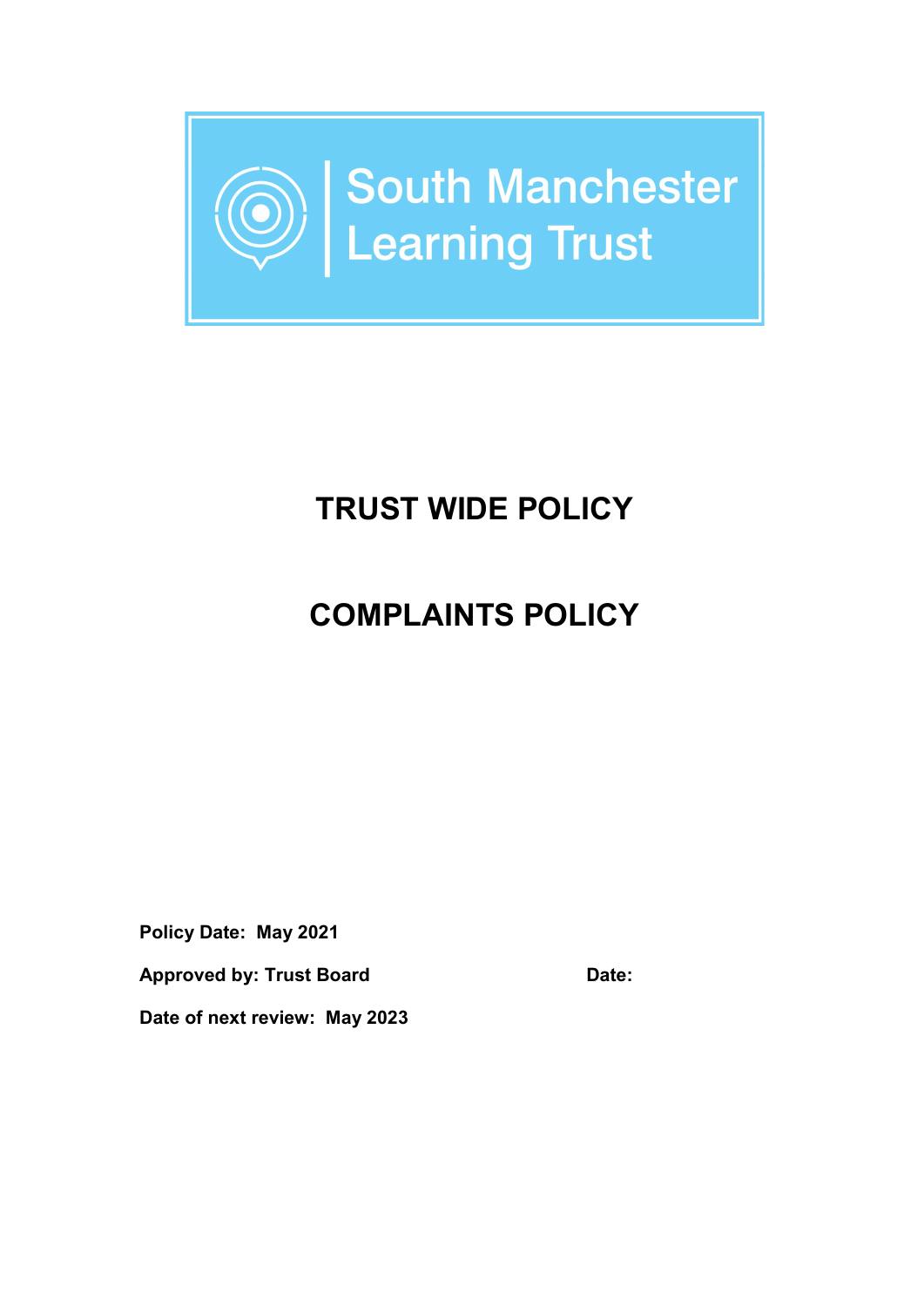South Manchester Learning Trust

# TRUST WIDE POLICY

# COMPLAINTS POLICY

**Policy Date: May 2021**

**Approved by: Trust Board** **Date:**

**Date of next review: May 2023**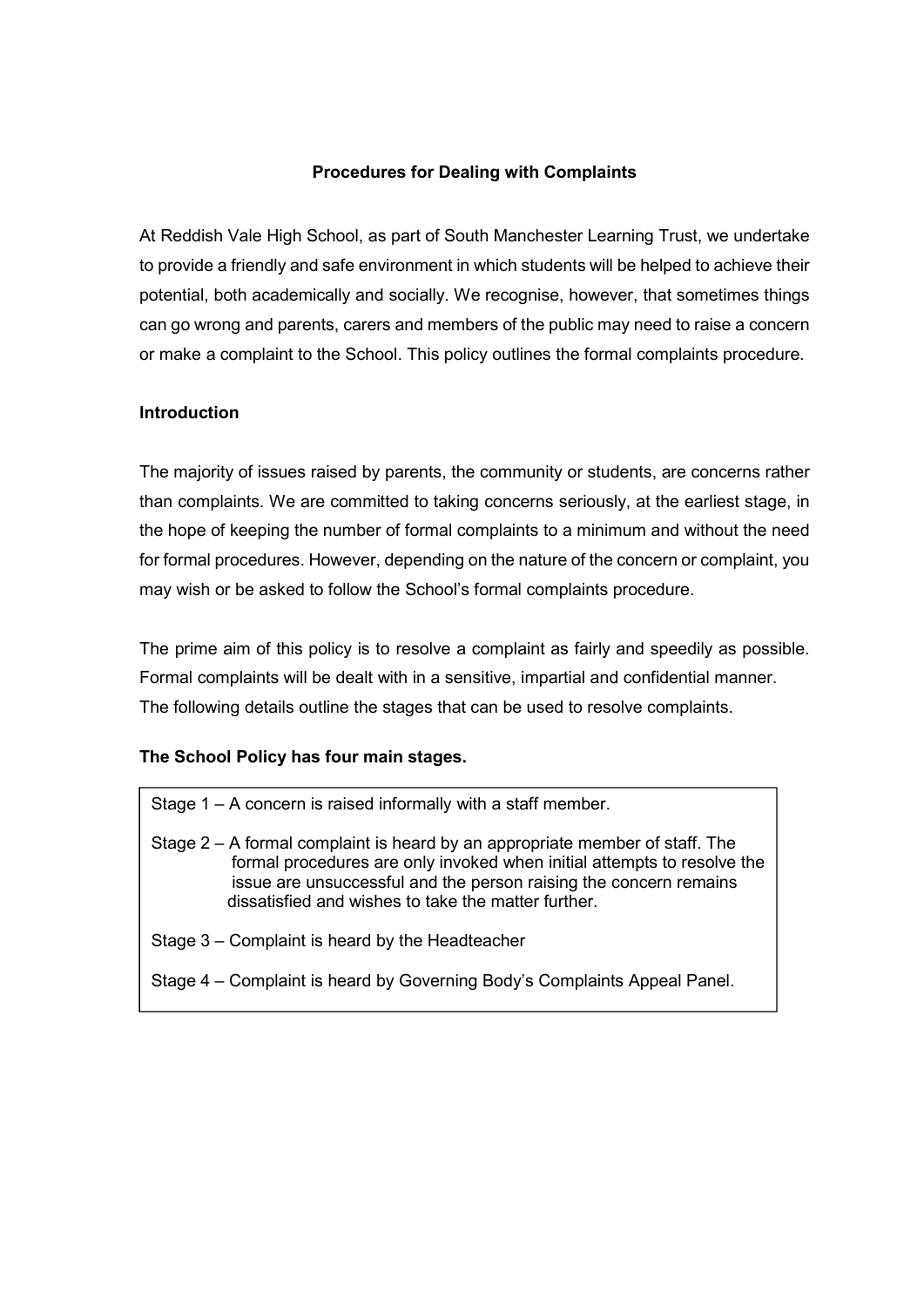## Procedures for Dealing with Complaints

At Reddish Vale High School, as part of South Manchester Learning Trust, we undertake to provide a friendly and safe environment in which students will be helped to achieve their potential, both academically and socially. We recognise, however, that sometimes things can go wrong and parents, carers and members of the public may need to raise a concern or make a complaint to the School. This policy outlines the formal complaints procedure.

### Introduction

The majority of issues raised by parents, the community or students, are concerns rather than complaints. We are committed to taking concerns seriously, at the earliest stage, in the hope of keeping the number of formal complaints to a minimum and without the need for formal procedures. However, depending on the nature of the concern or complaint, you may wish or be asked to follow the School's formal complaints procedure.

The prime aim of this policy is to resolve a complaint as fairly and speedily as possible. Formal complaints will be dealt with in a sensitive, impartial and confidential manner. The following details outline the stages that can be used to resolve complaints.

**The School Policy has four main stages.**

Stage 1 – A concern is raised informally with a staff member.

Stage 2 – A formal complaint is heard by an appropriate member of staff. The formal procedures are only invoked when initial attempts to resolve the issue are unsuccessful and the person raising the concern remains dissatisfied and wishes to take the matter further.

Stage 3 – Complaint is heard by the Headteacher

Stage 4 – Complaint is heard by Governing Body's Complaints Appeal Panel.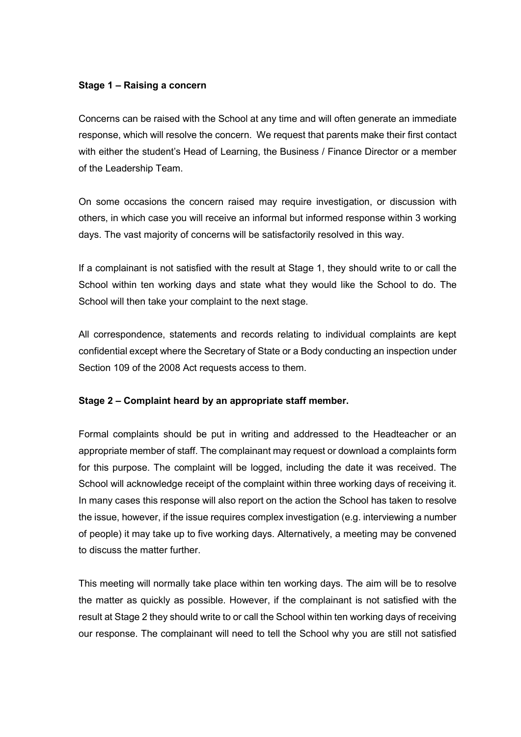**Stage 1 – Raising a concern**

Concerns can be raised with the School at any time and will often generate an immediate response, which will resolve the concern. We request that parents make their first contact with either the student's Head of Learning, the Business / Finance Director or a member of the Leadership Team.

On some occasions the concern raised may require investigation, or discussion with others, in which case you will receive an informal but informed response within 3 working days. The vast majority of concerns will be satisfactorily resolved in this way.

If a complainant is not satisfied with the result at Stage 1, they should write to or call the School within ten working days and state what they would like the School to do. The School will then take your complaint to the next stage.

All correspondence, statements and records relating to individual complaints are kept confidential except where the Secretary of State or a Body conducting an inspection under Section 109 of the 2008 Act requests access to them.

**Stage 2 – Complaint heard by an appropriate staff member.**

Formal complaints should be put in writing and addressed to the Headteacher or an appropriate member of staff. The complainant may request or download a complaints form for this purpose. The complaint will be logged, including the date it was received. The School will acknowledge receipt of the complaint within three working days of receiving it. In many cases this response will also report on the action the School has taken to resolve the issue, however, if the issue requires complex investigation (e.g. interviewing a number of people) it may take up to five working days. Alternatively, a meeting may be convened to discuss the matter further.

This meeting will normally take place within ten working days. The aim will be to resolve the matter as quickly as possible. However, if the complainant is not satisfied with the result at Stage 2 they should write to or call the School within ten working days of receiving our response. The complainant will need to tell the School why you are still not satisfied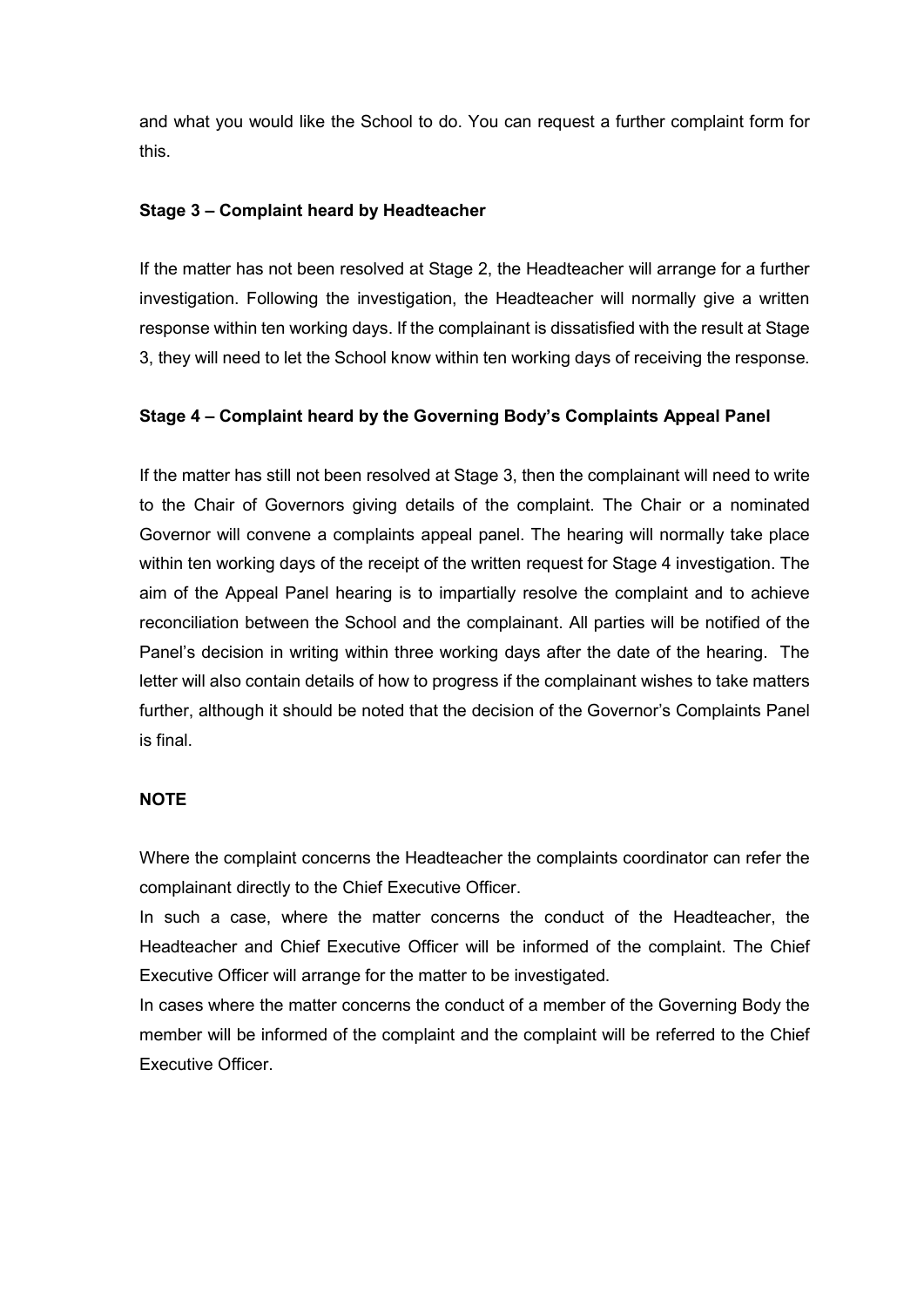and what you would like the School to do. You can request a further complaint form for this.

**Stage 3 – Complaint heard by Headteacher**

If the matter has not been resolved at Stage 2, the Headteacher will arrange for a further investigation. Following the investigation, the Headteacher will normally give a written response within ten working days. If the complainant is dissatisfied with the result at Stage 3, they will need to let the School know within ten working days of receiving the response.

**Stage 4 – Complaint heard by the Governing Body's Complaints Appeal Panel**

If the matter has still not been resolved at Stage 3, then the complainant will need to write to the Chair of Governors giving details of the complaint. The Chair or a nominated Governor will convene a complaints appeal panel. The hearing will normally take place within ten working days of the receipt of the written request for Stage 4 investigation. The aim of the Appeal Panel hearing is to impartially resolve the complaint and to achieve reconciliation between the School and the complainant. All parties will be notified of the Panel's decision in writing within three working days after the date of the hearing. The letter will also contain details of how to progress if the complainant wishes to take matters further, although it should be noted that the decision of the Governor's Complaints Panel is final.

**NOTE**

Where the complaint concerns the Headteacher the complaints coordinator can refer the complainant directly to the Chief Executive Officer.

In such a case, where the matter concerns the conduct of the Headteacher, the Headteacher and Chief Executive Officer will be informed of the complaint. The Chief Executive Officer will arrange for the matter to be investigated.

In cases where the matter concerns the conduct of a member of the Governing Body the member will be informed of the complaint and the complaint will be referred to the Chief Executive Officer.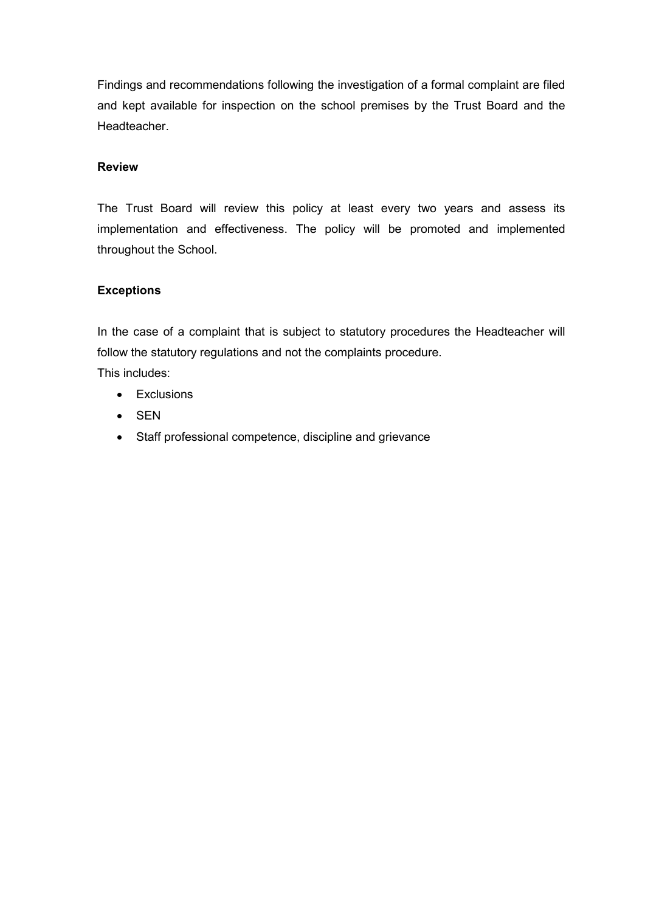Findings and recommendations following the investigation of a formal complaint are filed and kept available for inspection on the school premises by the Trust Board and the Headteacher.

**Review**

The Trust Board will review this policy at least every two years and assess its implementation and effectiveness. The policy will be promoted and implemented throughout the School.

**Exceptions**

In the case of a complaint that is subject to statutory procedures the Headteacher will follow the statutory regulations and not the complaints procedure.
This includes:

- Exclusions
- SEN
- Staff professional competence, discipline and grievance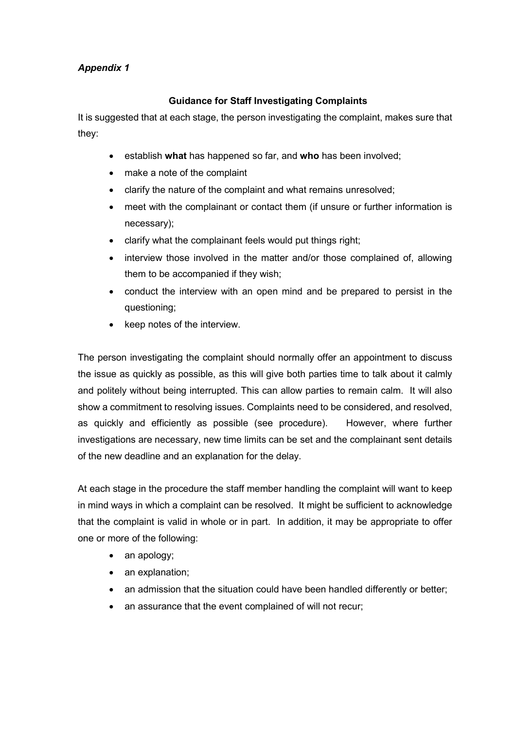*Appendix 1*

**Guidance for Staff Investigating Complaints**

It is suggested that at each stage, the person investigating the complaint, makes sure that they:

- establish **what** has happened so far, and **who** has been involved;
- make a note of the complaint
- clarify the nature of the complaint and what remains unresolved;
- meet with the complainant or contact them (if unsure or further information is necessary);
- clarify what the complainant feels would put things right;
- interview those involved in the matter and/or those complained of, allowing them to be accompanied if they wish;
- conduct the interview with an open mind and be prepared to persist in the questioning;
- keep notes of the interview.

The person investigating the complaint should normally offer an appointment to discuss the issue as quickly as possible, as this will give both parties time to talk about it calmly and politely without being interrupted. This can allow parties to remain calm. It will also show a commitment to resolving issues. Complaints need to be considered, and resolved, as quickly and efficiently as possible (see procedure). However, where further investigations are necessary, new time limits can be set and the complainant sent details of the new deadline and an explanation for the delay.

At each stage in the procedure the staff member handling the complaint will want to keep in mind ways in which a complaint can be resolved. It might be sufficient to acknowledge that the complaint is valid in whole or in part. In addition, it may be appropriate to offer one or more of the following:

- an apology;
- an explanation;
- an admission that the situation could have been handled differently or better;
- an assurance that the event complained of will not recur;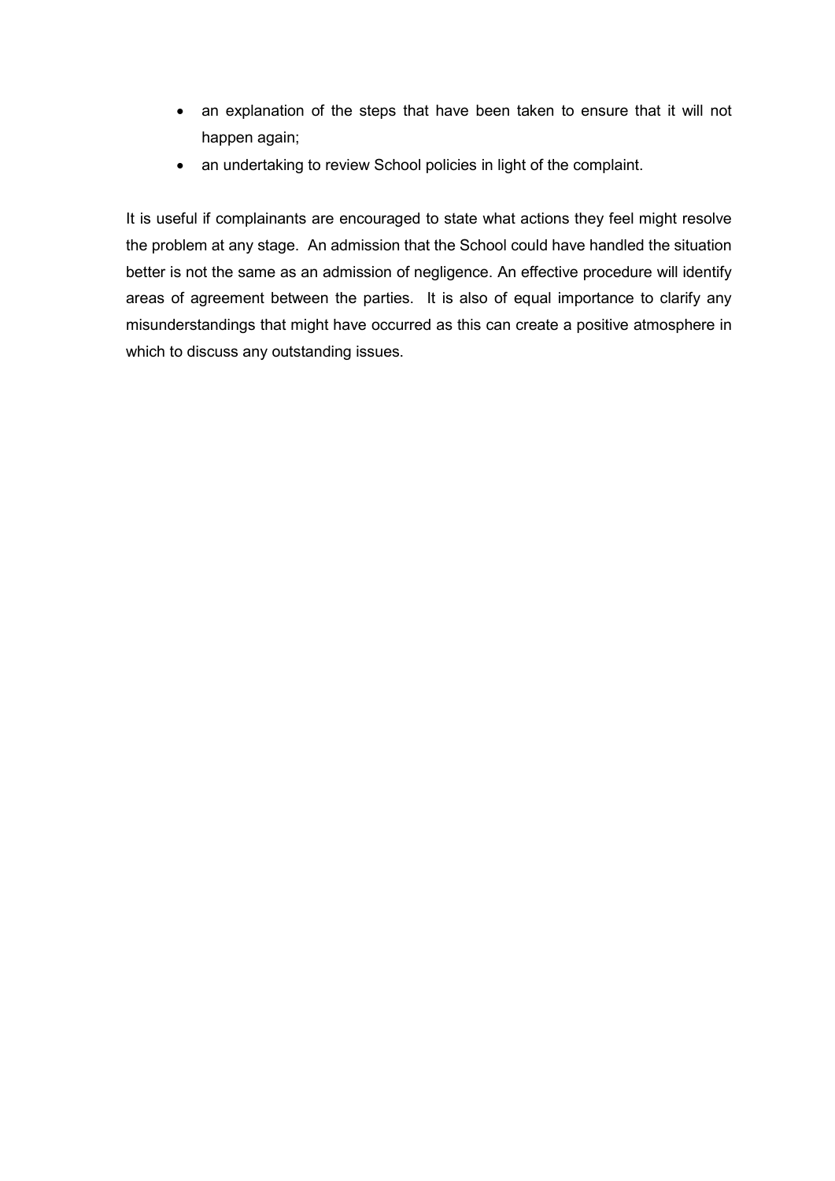- an explanation of the steps that have been taken to ensure that it will not happen again;
- an undertaking to review School policies in light of the complaint.

It is useful if complainants are encouraged to state what actions they feel might resolve the problem at any stage. An admission that the School could have handled the situation better is not the same as an admission of negligence. An effective procedure will identify areas of agreement between the parties. It is also of equal importance to clarify any misunderstandings that might have occurred as this can create a positive atmosphere in which to discuss any outstanding issues.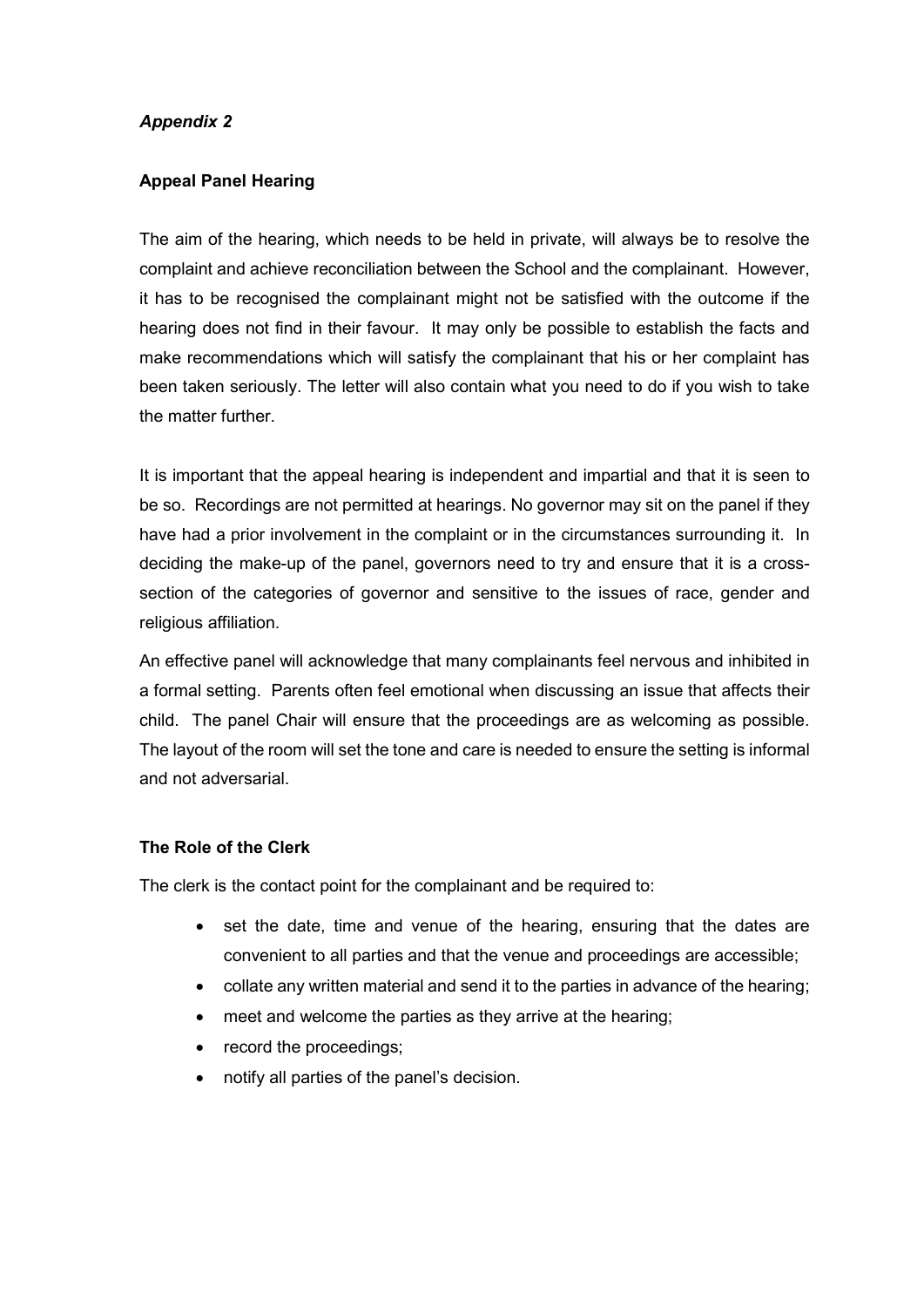*Appendix 2*

**Appeal Panel Hearing**

The aim of the hearing, which needs to be held in private, will always be to resolve the complaint and achieve reconciliation between the School and the complainant. However, it has to be recognised the complainant might not be satisfied with the outcome if the hearing does not find in their favour. It may only be possible to establish the facts and make recommendations which will satisfy the complainant that his or her complaint has been taken seriously. The letter will also contain what you need to do if you wish to take the matter further.

It is important that the appeal hearing is independent and impartial and that it is seen to be so. Recordings are not permitted at hearings. No governor may sit on the panel if they have had a prior involvement in the complaint or in the circumstances surrounding it. In deciding the make-up of the panel, governors need to try and ensure that it is a cross-section of the categories of governor and sensitive to the issues of race, gender and religious affiliation.

An effective panel will acknowledge that many complainants feel nervous and inhibited in a formal setting. Parents often feel emotional when discussing an issue that affects their child. The panel Chair will ensure that the proceedings are as welcoming as possible. The layout of the room will set the tone and care is needed to ensure the setting is informal and not adversarial.

**The Role of the Clerk**

The clerk is the contact point for the complainant and be required to:

- set the date, time and venue of the hearing, ensuring that the dates are convenient to all parties and that the venue and proceedings are accessible;
- collate any written material and send it to the parties in advance of the hearing;
- meet and welcome the parties as they arrive at the hearing;
- record the proceedings;
- notify all parties of the panel's decision.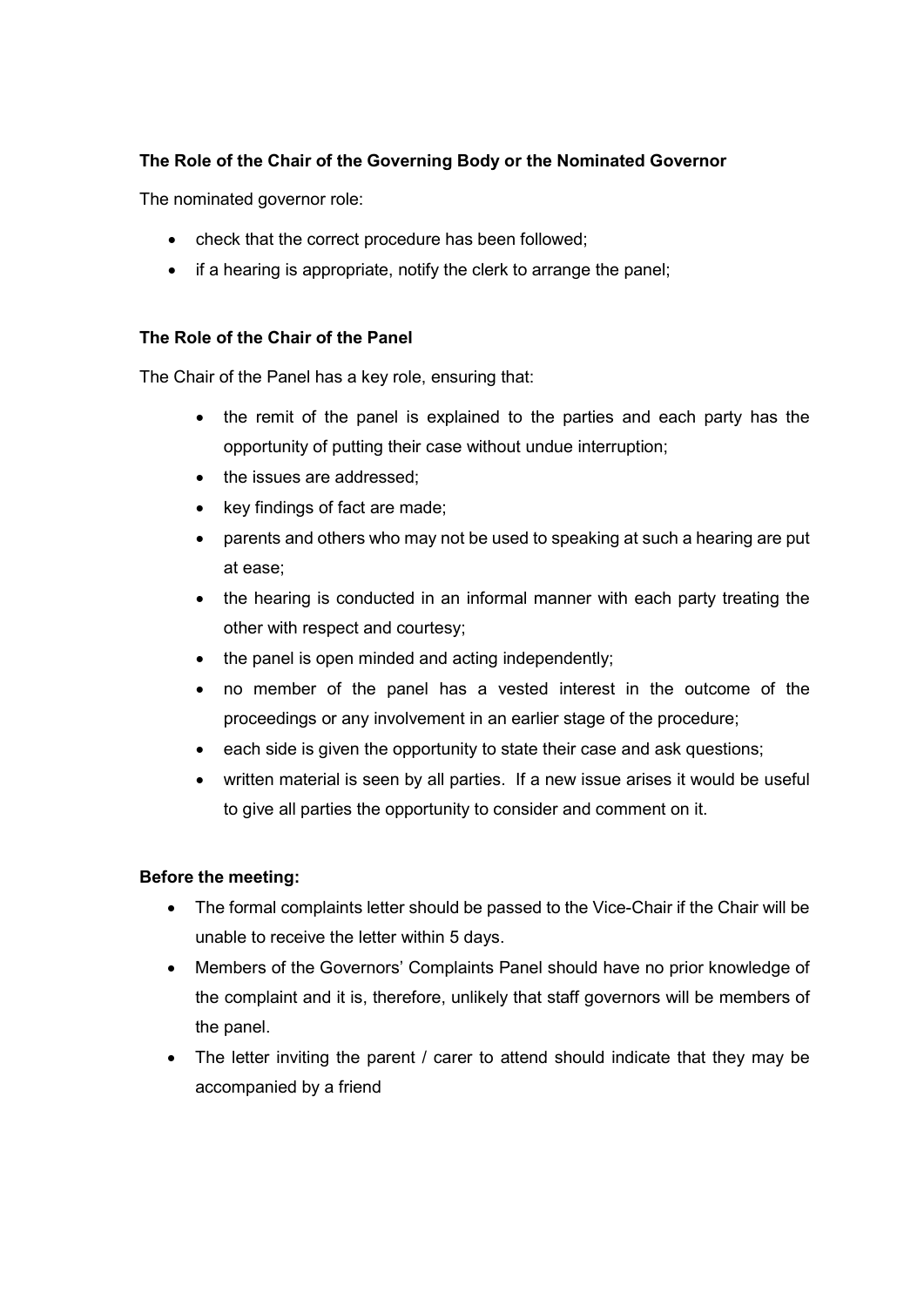**The Role of the Chair of the Governing Body or the Nominated Governor**

The nominated governor role:

- check that the correct procedure has been followed;
- if a hearing is appropriate, notify the clerk to arrange the panel;

**The Role of the Chair of the Panel**

The Chair of the Panel has a key role, ensuring that:

- the remit of the panel is explained to the parties and each party has the opportunity of putting their case without undue interruption;
- the issues are addressed;
- key findings of fact are made;
- parents and others who may not be used to speaking at such a hearing are put at ease;
- the hearing is conducted in an informal manner with each party treating the other with respect and courtesy;
- the panel is open minded and acting independently;
- no member of the panel has a vested interest in the outcome of the proceedings or any involvement in an earlier stage of the procedure;
- each side is given the opportunity to state their case and ask questions;
- written material is seen by all parties. If a new issue arises it would be useful to give all parties the opportunity to consider and comment on it.

**Before the meeting:**

- The formal complaints letter should be passed to the Vice-Chair if the Chair will be unable to receive the letter within 5 days.
- Members of the Governors' Complaints Panel should have no prior knowledge of the complaint and it is, therefore, unlikely that staff governors will be members of the panel.
- The letter inviting the parent / carer to attend should indicate that they may be accompanied by a friend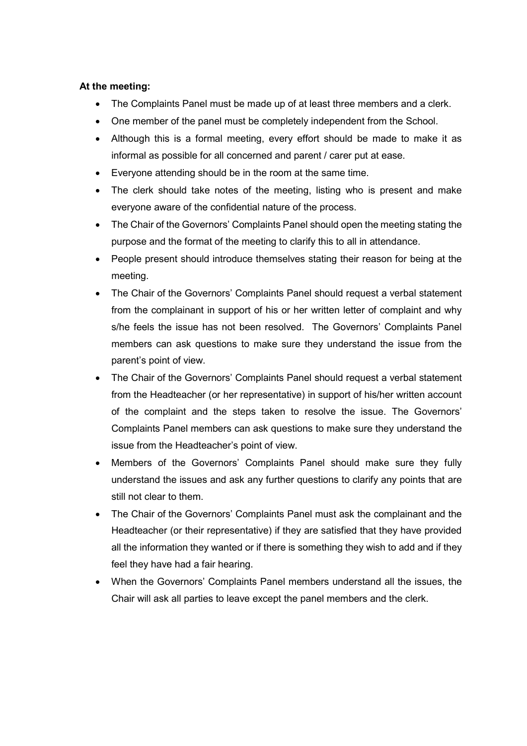**At the meeting:**

- The Complaints Panel must be made up of at least three members and a clerk.
- One member of the panel must be completely independent from the School.
- Although this is a formal meeting, every effort should be made to make it as informal as possible for all concerned and parent / carer put at ease.
- Everyone attending should be in the room at the same time.
- The clerk should take notes of the meeting, listing who is present and make everyone aware of the confidential nature of the process.
- The Chair of the Governors' Complaints Panel should open the meeting stating the purpose and the format of the meeting to clarify this to all in attendance.
- People present should introduce themselves stating their reason for being at the meeting.
- The Chair of the Governors' Complaints Panel should request a verbal statement from the complainant in support of his or her written letter of complaint and why s/he feels the issue has not been resolved. The Governors' Complaints Panel members can ask questions to make sure they understand the issue from the parent's point of view.
- The Chair of the Governors' Complaints Panel should request a verbal statement from the Headteacher (or her representative) in support of his/her written account of the complaint and the steps taken to resolve the issue. The Governors' Complaints Panel members can ask questions to make sure they understand the issue from the Headteacher's point of view.
- Members of the Governors' Complaints Panel should make sure they fully understand the issues and ask any further questions to clarify any points that are still not clear to them.
- The Chair of the Governors' Complaints Panel must ask the complainant and the Headteacher (or their representative) if they are satisfied that they have provided all the information they wanted or if there is something they wish to add and if they feel they have had a fair hearing.
- When the Governors' Complaints Panel members understand all the issues, the Chair will ask all parties to leave except the panel members and the clerk.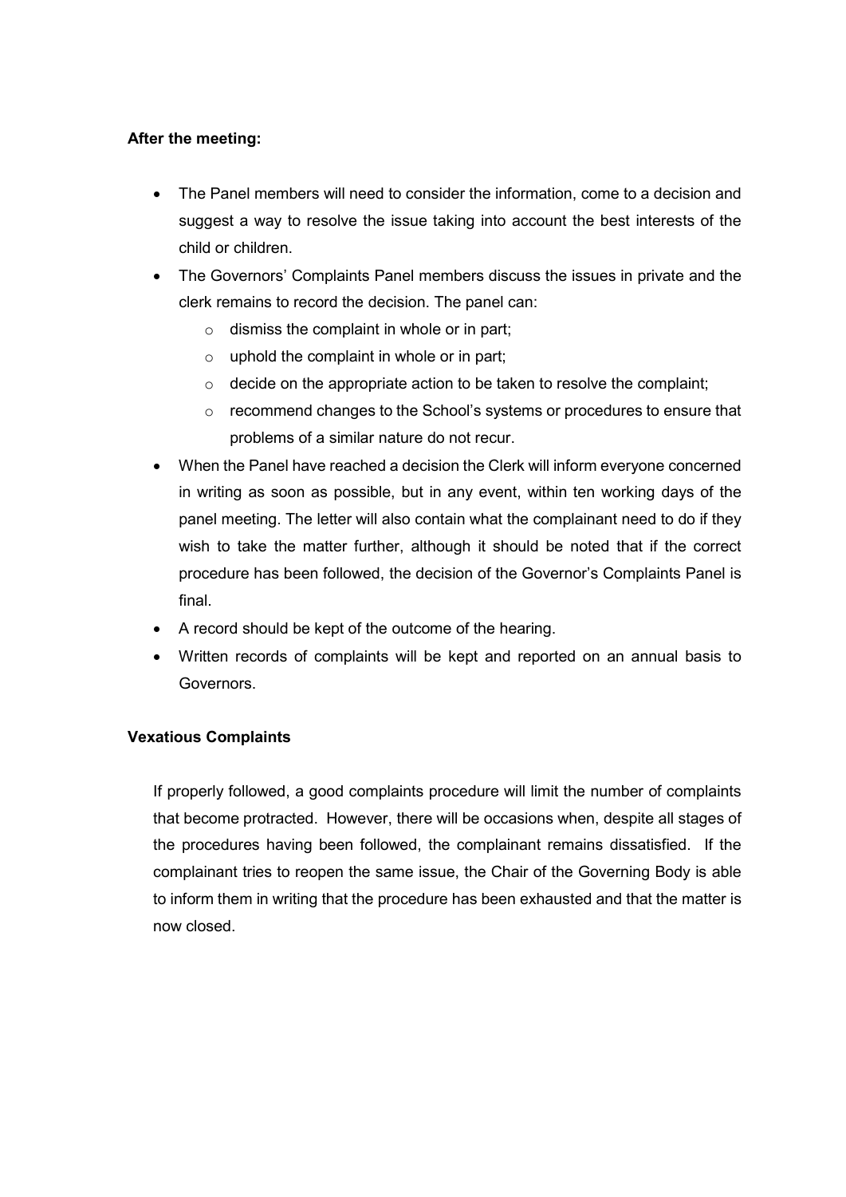**After the meeting:**

- The Panel members will need to consider the information, come to a decision and suggest a way to resolve the issue taking into account the best interests of the child or children.
- The Governors' Complaints Panel members discuss the issues in private and the clerk remains to record the decision. The panel can:
  - dismiss the complaint in whole or in part;
  - uphold the complaint in whole or in part;
  - decide on the appropriate action to be taken to resolve the complaint;
  - recommend changes to the School's systems or procedures to ensure that problems of a similar nature do not recur.
- When the Panel have reached a decision the Clerk will inform everyone concerned in writing as soon as possible, but in any event, within ten working days of the panel meeting. The letter will also contain what the complainant need to do if they wish to take the matter further, although it should be noted that if the correct procedure has been followed, the decision of the Governor's Complaints Panel is final.
- A record should be kept of the outcome of the hearing.
- Written records of complaints will be kept and reported on an annual basis to Governors.

**Vexatious Complaints**

If properly followed, a good complaints procedure will limit the number of complaints that become protracted. However, there will be occasions when, despite all stages of the procedures having been followed, the complainant remains dissatisfied. If the complainant tries to reopen the same issue, the Chair of the Governing Body is able to inform them in writing that the procedure has been exhausted and that the matter is now closed.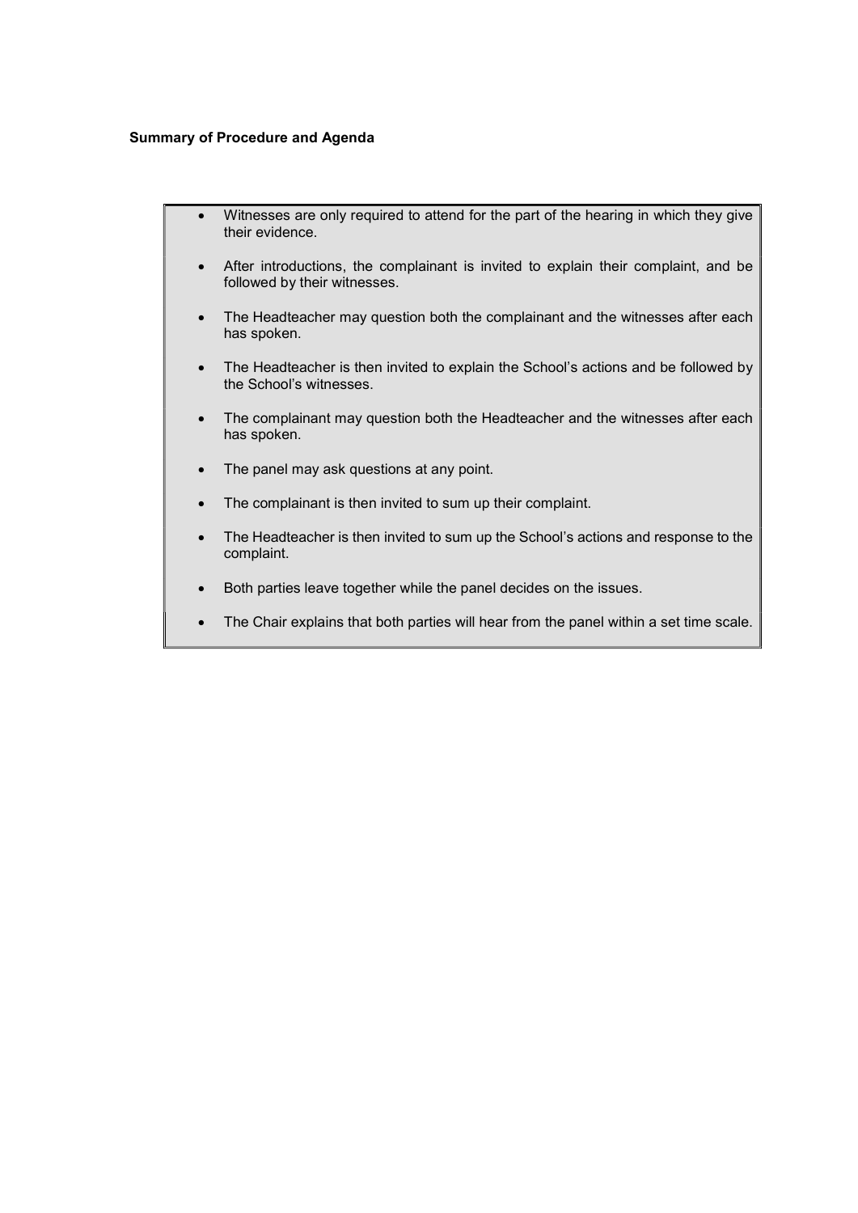**Summary of Procedure and Agenda**

- Witnesses are only required to attend for the part of the hearing in which they give their evidence.
- After introductions, the complainant is invited to explain their complaint, and be followed by their witnesses.
- The Headteacher may question both the complainant and the witnesses after each has spoken.
- The Headteacher is then invited to explain the School's actions and be followed by the School's witnesses.
- The complainant may question both the Headteacher and the witnesses after each has spoken.
- The panel may ask questions at any point.
- The complainant is then invited to sum up their complaint.
- The Headteacher is then invited to sum up the School's actions and response to the complaint.
- Both parties leave together while the panel decides on the issues.
- The Chair explains that both parties will hear from the panel within a set time scale.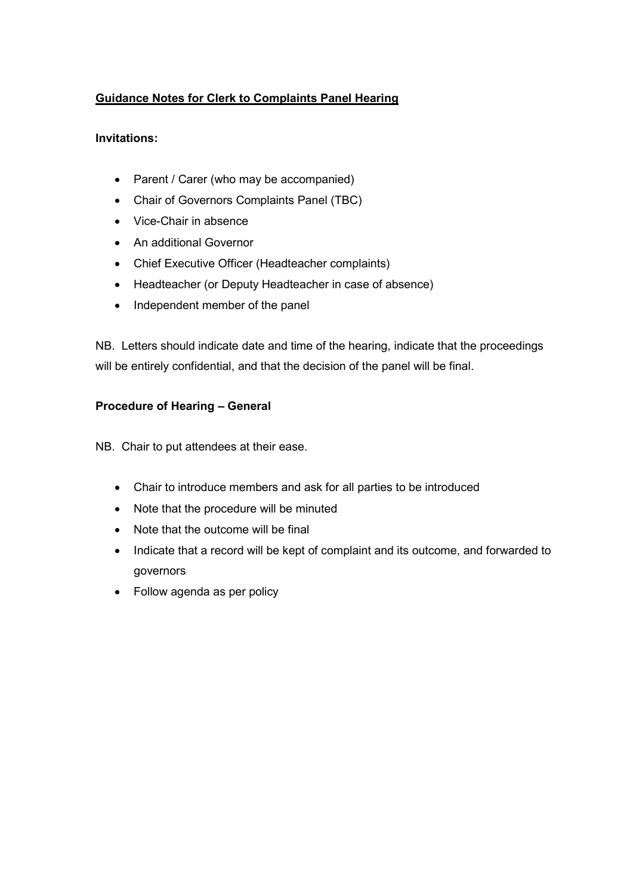**<u>Guidance Notes for Clerk to Complaints Panel Hearing</u>**

**Invitations:**

- Parent / Carer (who may be accompanied)
- Chair of Governors Complaints Panel (TBC)
- Vice-Chair in absence
- An additional Governor
- Chief Executive Officer (Headteacher complaints)
- Headteacher (or Deputy Headteacher in case of absence)
- Independent member of the panel

NB. Letters should indicate date and time of the hearing, indicate that the proceedings will be entirely confidential, and that the decision of the panel will be final.

**Procedure of Hearing – General**

NB. Chair to put attendees at their ease.

- Chair to introduce members and ask for all parties to be introduced
- Note that the procedure will be minuted
- Note that the outcome will be final
- Indicate that a record will be kept of complaint and its outcome, and forwarded to governors
- Follow agenda as per policy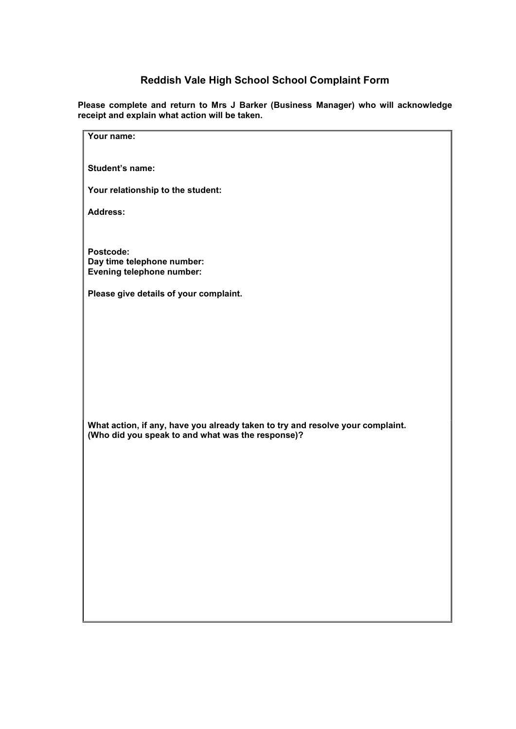## Reddish Vale High School School Complaint Form

**Please complete and return to Mrs J Barker (Business Manager) who will acknowledge receipt and explain what action will be taken.**

**Your name:**

**Student's name:**

**Your relationship to the student:**

**Address:**

**Postcode:**
**Day time telephone number:**
**Evening telephone number:**

**Please give details of your complaint.**

**What action, if any, have you already taken to try and resolve your complaint. (Who did you speak to and what was the response)?**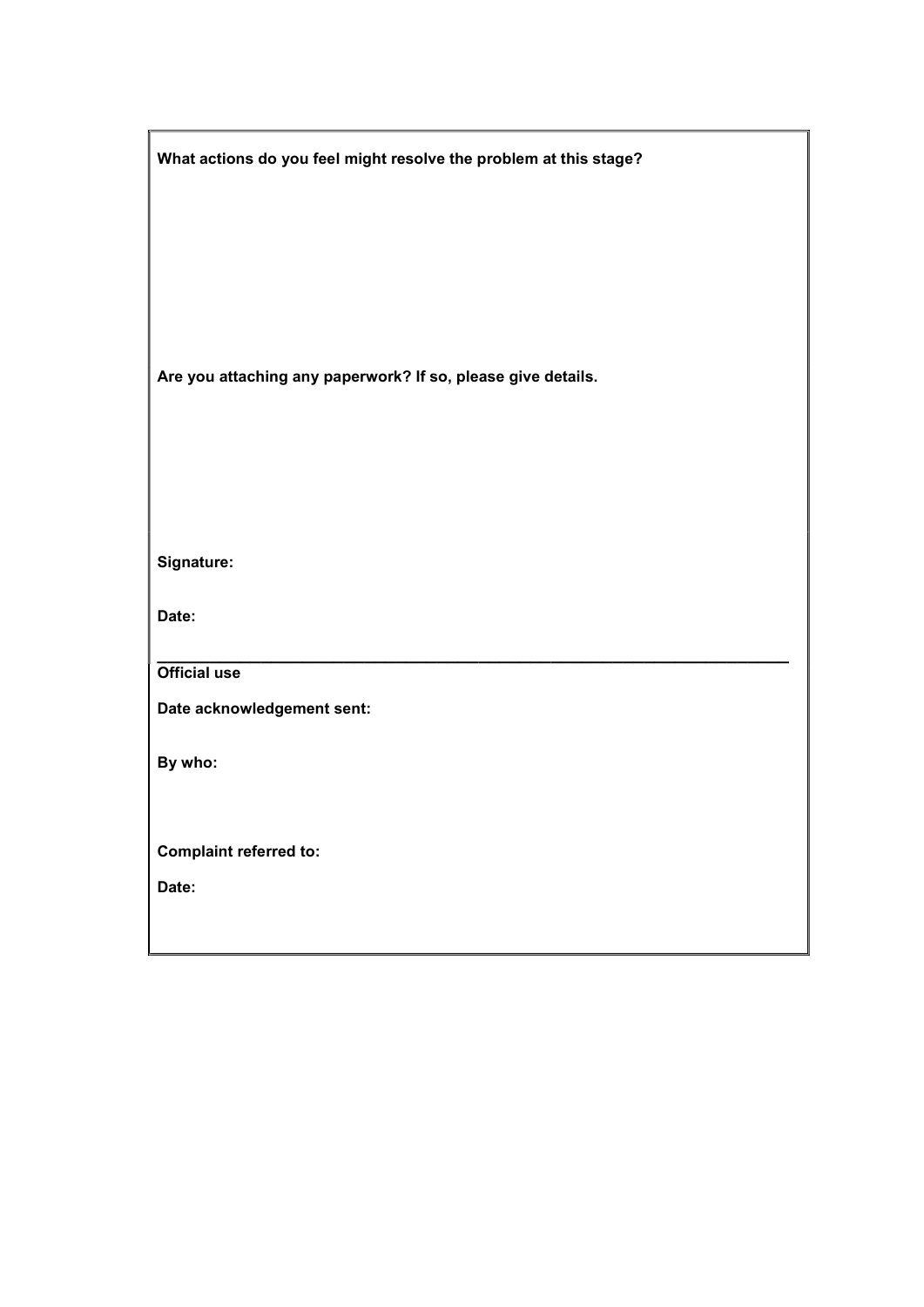**What actions do you feel might resolve the problem at this stage?**

**Are you attaching any paperwork? If so, please give details.**

**Signature:**

**Date:**

---

**Official use**

**Date acknowledgement sent:**

**By who:**

**Complaint referred to:**

**Date:**